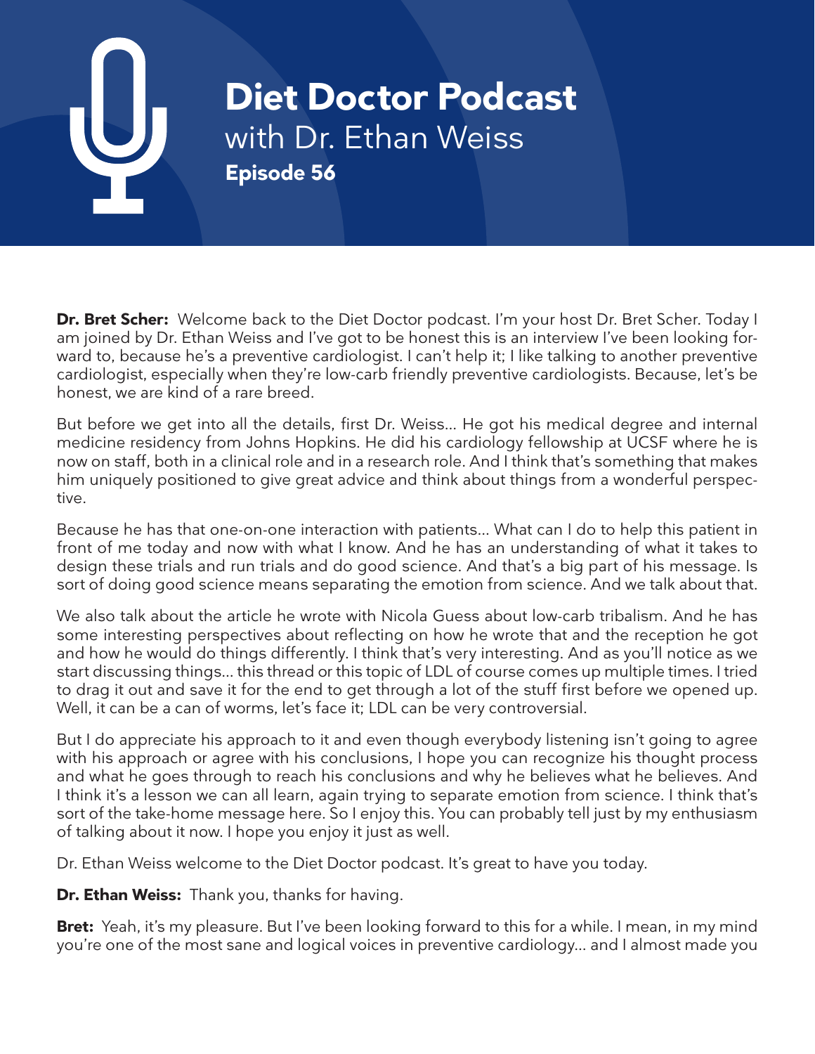# Diet Doctor Podcast

with Dr. Ethan Weiss

**Episode 56**

**Dr. Bret Scher:** Welcome back to the Diet Doctor podcast. I'm your host Dr. Bret Scher. Today I am joined by Dr. Ethan Weiss and I've got to be honest this is an interview I've been looking forward to, because he's a preventive cardiologist. I can't help it; I like talking to another preventive cardiologist, especially when they're low-carb friendly preventive cardiologists. Because, let's be honest, we are kind of a rare breed.

But before we get into all the details, first Dr. Weiss... He got his medical degree and internal medicine residency from Johns Hopkins. He did his cardiology fellowship at UCSF where he is now on staff, both in a clinical role and in a research role. And I think that's something that makes him uniquely positioned to give great advice and think about things from a wonderful perspective.

Because he has that one-on-one interaction with patients... What can I do to help this patient in front of me today and now with what I know. And he has an understanding of what it takes to design these trials and run trials and do good science. And that's a big part of his message. Is sort of doing good science means separating the emotion from science. And we talk about that.

We also talk about the article he wrote with Nicola Guess about low-carb tribalism. And he has some interesting perspectives about reflecting on how he wrote that and the reception he got and how he would do things differently. I think that's very interesting. And as you'll notice as we start discussing things... this thread or this topic of LDL of course comes up multiple times. I tried to drag it out and save it for the end to get through a lot of the stuff first before we opened up. Well, it can be a can of worms, let's face it; LDL can be very controversial.

But I do appreciate his approach to it and even though everybody listening isn't going to agree with his approach or agree with his conclusions, I hope you can recognize his thought process and what he goes through to reach his conclusions and why he believes what he believes. And I think it's a lesson we can all learn, again trying to separate emotion from science. I think that's sort of the take-home message here. So I enjoy this. You can probably tell just by my enthusiasm of talking about it now. I hope you enjoy it just as well.

Dr. Ethan Weiss welcome to the Diet Doctor podcast. It's great to have you today.

**Dr. Ethan Weiss:** Thank you, thanks for having.

**Bret:** Yeah, it's my pleasure. But I've been looking forward to this for a while. I mean, in my mind you're one of the most sane and logical voices in preventive cardiology... and I almost made you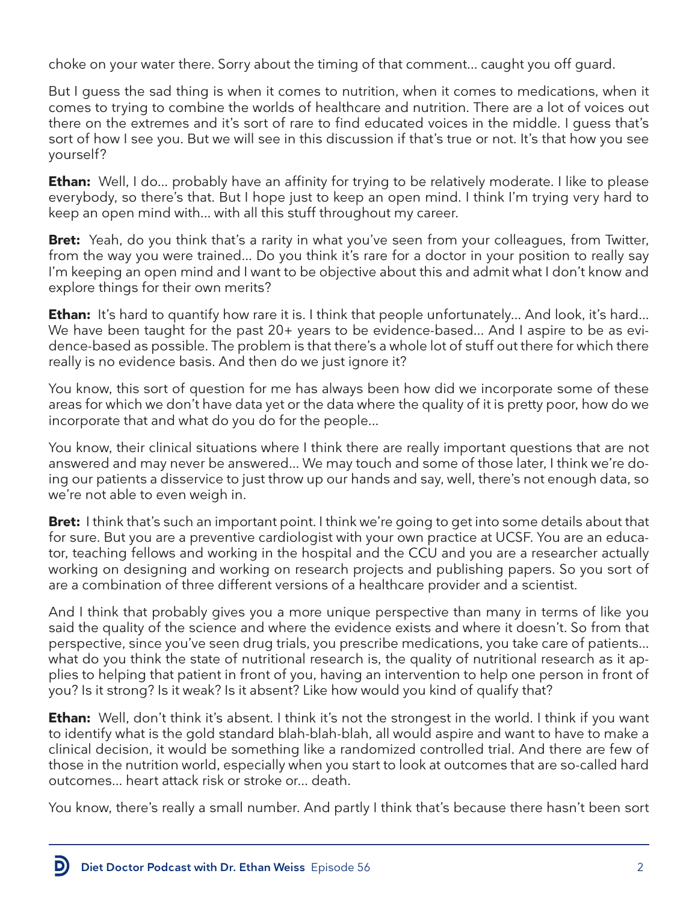choke on your water there. Sorry about the timing of that comment… caught you off guard.

But I guess the sad thing is when it comes to nutrition, when it comes to medications, when it comes to trying to combine the worlds of healthcare and nutrition. There are a lot of voices out there on the extremes and it's sort of rare to find educated voices in the middle. I guess that's sort of how I see you. But we will see in this discussion if that's true or not. It's that how you see yourself?

**Ethan:** Well, I do… probably have an affinity for trying to be relatively moderate. I like to please everybody, so there's that. But I hope just to keep an open mind. I think I'm trying very hard to keep an open mind with… with all this stuff throughout my career.

**Bret:** Yeah, do you think that's a rarity in what you've seen from your colleagues, from Twitter, from the way you were trained… Do you think it's rare for a doctor in your position to really say I'm keeping an open mind and I want to be objective about this and admit what I don't know and explore things for their own merits?

**Ethan:** It's hard to quantify how rare it is. I think that people unfortunately… And look, it's hard… We have been taught for the past 20+ years to be evidence-based… And I aspire to be as evidence-based as possible. The problem is that there's a whole lot of stuff out there for which there really is no evidence basis. And then do we just ignore it?

You know, this sort of question for me has always been how did we incorporate some of these areas for which we don't have data yet or the data where the quality of it is pretty poor, how do we incorporate that and what do you do for the people…

You know, their clinical situations where I think there are really important questions that are not answered and may never be answered… We may touch and some of those later, I think we're doing our patients a disservice to just throw up our hands and say, well, there's not enough data, so we're not able to even weigh in.

**Bret:** I think that's such an important point. I think we're going to get into some details about that for sure. But you are a preventive cardiologist with your own practice at UCSF. You are an educator, teaching fellows and working in the hospital and the CCU and you are a researcher actually working on designing and working on research projects and publishing papers. So you sort of are a combination of three different versions of a healthcare provider and a scientist.

And I think that probably gives you a more unique perspective than many in terms of like you said the quality of the science and where the evidence exists and where it doesn't. So from that perspective, since you've seen drug trials, you prescribe medications, you take care of patients… what do you think the state of nutritional research is, the quality of nutritional research as it applies to helping that patient in front of you, having an intervention to help one person in front of you? Is it strong? Is it weak? Is it absent? Like how would you kind of qualify that?

**Ethan:** Well, don't think it's absent. I think it's not the strongest in the world. I think if you want to identify what is the gold standard blah-blah-blah, all would aspire and want to have to make a clinical decision, it would be something like a randomized controlled trial. And there are few of those in the nutrition world, especially when you start to look at outcomes that are so-called hard outcomes… heart attack risk or stroke or… death.

You know, there's really a small number. And partly I think that's because there hasn't been sort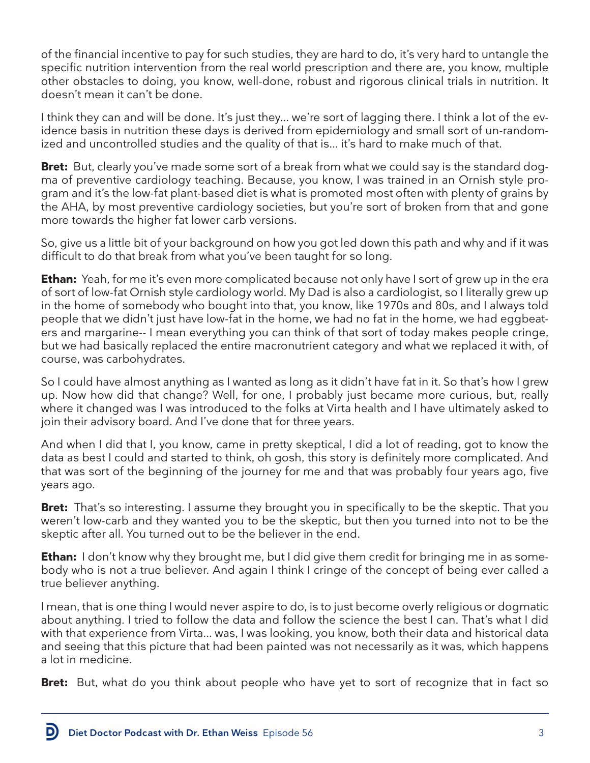of the financial incentive to pay for such studies, they are hard to do, it's very hard to untangle the specific nutrition intervention from the real world prescription and there are, you know, multiple other obstacles to doing, you know, well-done, robust and rigorous clinical trials in nutrition. It doesn't mean it can't be done.

I think they can and will be done. It's just they... we're sort of lagging there. I think a lot of the evidence basis in nutrition these days is derived from epidemiology and small sort of un-randomized and uncontrolled studies and the quality of that is... it's hard to make much of that.

**Bret:** But, clearly you've made some sort of a break from what we could say is the standard dogma of preventive cardiology teaching. Because, you know, I was trained in an Ornish style program and it's the low-fat plant-based diet is what is promoted most often with plenty of grains by the AHA, by most preventive cardiology societies, but you're sort of broken from that and gone more towards the higher fat lower carb versions.

So, give us a little bit of your background on how you got led down this path and why and if it was difficult to do that break from what you've been taught for so long.

**Ethan:** Yeah, for me it's even more complicated because not only have I sort of grew up in the era of sort of low-fat Ornish style cardiology world. My Dad is also a cardiologist, so I literally grew up in the home of somebody who bought into that, you know, like 1970s and 80s, and I always told people that we didn't just have low-fat in the home, we had no fat in the home, we had eggbeaters and margarine-- I mean everything you can think of that sort of today makes people cringe, but we had basically replaced the entire macronutrient category and what we replaced it with, of course, was carbohydrates.

So I could have almost anything as I wanted as long as it didn't have fat in it. So that's how I grew up. Now how did that change? Well, for one, I probably just became more curious, but, really where it changed was I was introduced to the folks at Virta health and I have ultimately asked to join their advisory board. And I've done that for three years.

And when I did that I, you know, came in pretty skeptical, I did a lot of reading, got to know the data as best I could and started to think, oh gosh, this story is definitely more complicated. And that was sort of the beginning of the journey for me and that was probably four years ago, five years ago.

**Bret:** That's so interesting. I assume they brought you in specifically to be the skeptic. That you weren't low-carb and they wanted you to be the skeptic, but then you turned into not to be the skeptic after all. You turned out to be the believer in the end.

**Ethan:** I don't know why they brought me, but I did give them credit for bringing me in as somebody who is not a true believer. And again I think I cringe of the concept of being ever called a true believer anything.

I mean, that is one thing I would never aspire to do, is to just become overly religious or dogmatic about anything. I tried to follow the data and follow the science the best I can. That's what I did with that experience from Virta... was, I was looking, you know, both their data and historical data and seeing that this picture that had been painted was not necessarily as it was, which happens a lot in medicine.

**Bret:** But, what do you think about people who have yet to sort of recognize that in fact so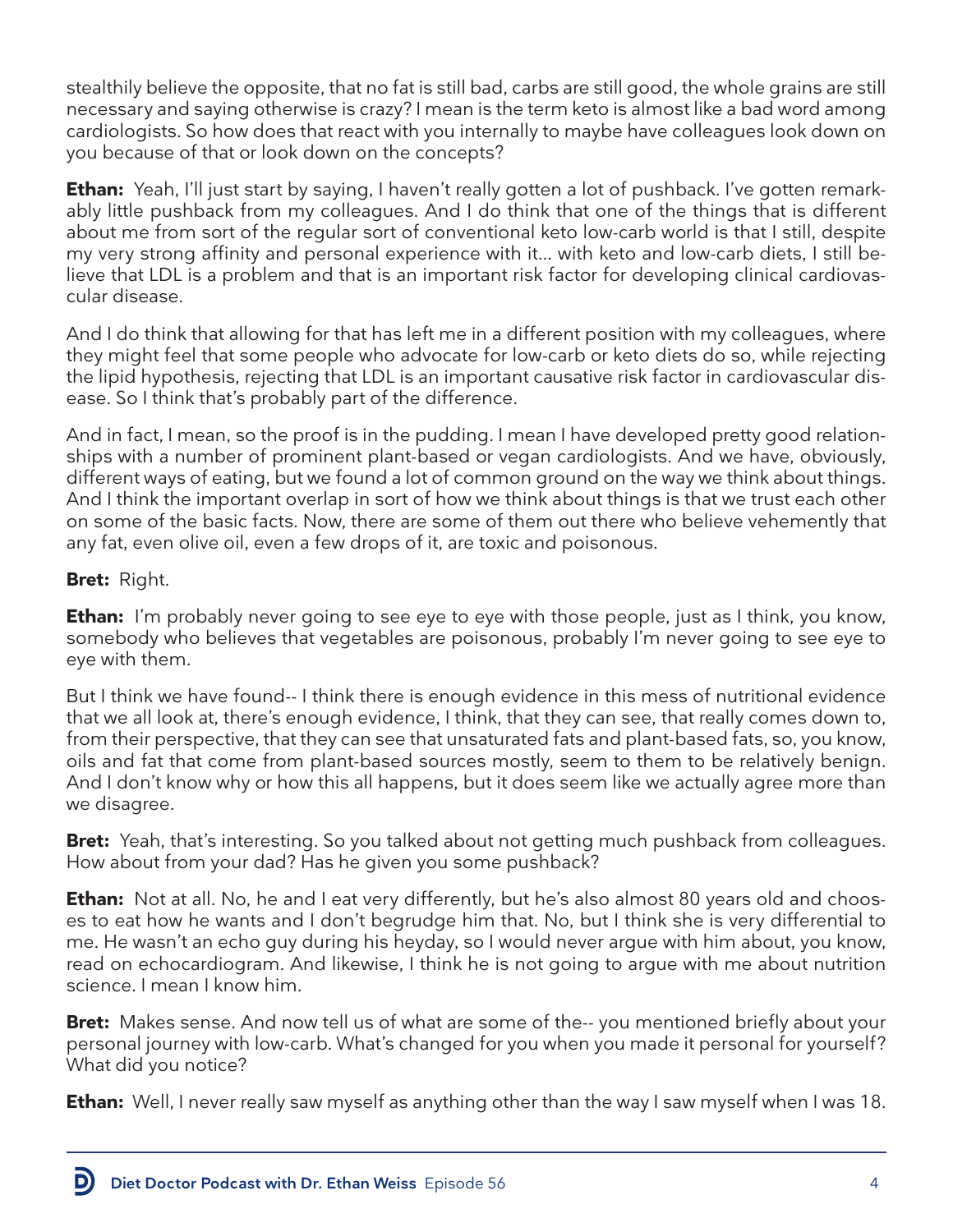stealthily believe the opposite, that no fat is still bad, carbs are still good, the whole grains are still necessary and saying otherwise is crazy? I mean is the term keto is almost like a bad word among cardiologists. So how does that react with you internally to maybe have colleagues look down on you because of that or look down on the concepts?

**Ethan:** Yeah, I'll just start by saying, I haven't really gotten a lot of pushback. I've gotten remarkably little pushback from my colleagues. And I do think that one of the things that is different about me from sort of the regular sort of conventional keto low-carb world is that I still, despite my very strong affinity and personal experience with it... with keto and low-carb diets, I still believe that LDL is a problem and that is an important risk factor for developing clinical cardiovascular disease.

And I do think that allowing for that has left me in a different position with my colleagues, where they might feel that some people who advocate for low-carb or keto diets do so, while rejecting the lipid hypothesis, rejecting that LDL is an important causative risk factor in cardiovascular disease. So I think that's probably part of the difference.

And in fact, I mean, so the proof is in the pudding. I mean I have developed pretty good relationships with a number of prominent plant-based or vegan cardiologists. And we have, obviously, different ways of eating, but we found a lot of common ground on the way we think about things. And I think the important overlap in sort of how we think about things is that we trust each other on some of the basic facts. Now, there are some of them out there who believe vehemently that any fat, even olive oil, even a few drops of it, are toxic and poisonous.

**Bret:** Right.

**Ethan:** I'm probably never going to see eye to eye with those people, just as I think, you know, somebody who believes that vegetables are poisonous, probably I'm never going to see eye to eye with them.

But I think we have found-- I think there is enough evidence in this mess of nutritional evidence that we all look at, there's enough evidence, I think, that they can see, that really comes down to, from their perspective, that they can see that unsaturated fats and plant-based fats, so, you know, oils and fat that come from plant-based sources mostly, seem to them to be relatively benign. And I don't know why or how this all happens, but it does seem like we actually agree more than we disagree.

**Bret:** Yeah, that's interesting. So you talked about not getting much pushback from colleagues. How about from your dad? Has he given you some pushback?

**Ethan:** Not at all. No, he and I eat very differently, but he's also almost 80 years old and chooses to eat how he wants and I don't begrudge him that. No, but I think she is very differential to me. He wasn't an echo guy during his heyday, so I would never argue with him about, you know, read on echocardiogram. And likewise, I think he is not going to argue with me about nutrition science. I mean I know him.

**Bret:** Makes sense. And now tell us of what are some of the-- you mentioned briefly about your personal journey with low-carb. What's changed for you when you made it personal for yourself? What did you notice?

**Ethan:** Well, I never really saw myself as anything other than the way I saw myself when I was 18.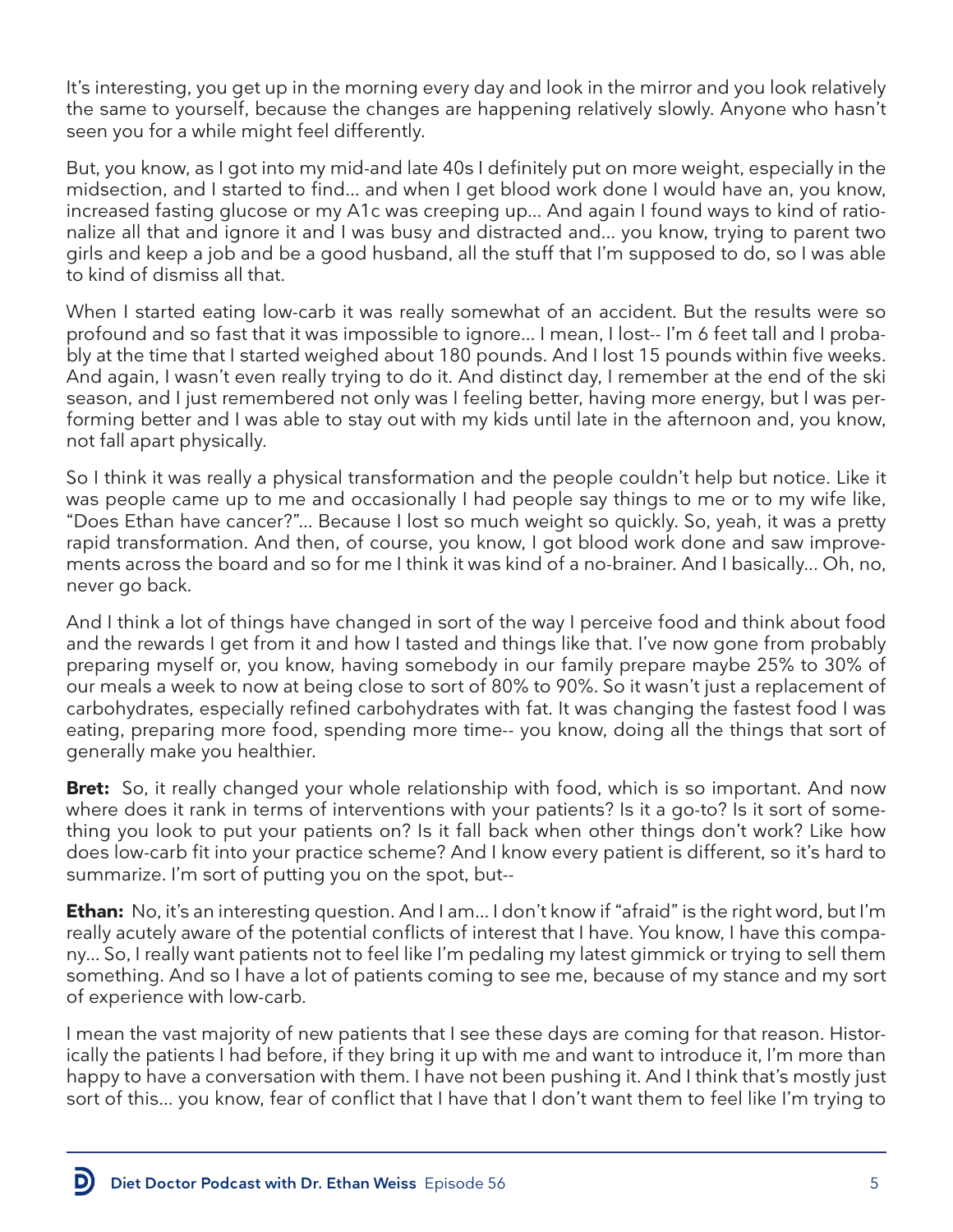It's interesting, you get up in the morning every day and look in the mirror and you look relatively the same to yourself, because the changes are happening relatively slowly. Anyone who hasn't seen you for a while might feel differently.

But, you know, as I got into my mid-and late 40s I definitely put on more weight, especially in the midsection, and I started to find... and when I get blood work done I would have an, you know, increased fasting glucose or my A1c was creeping up... And again I found ways to kind of rationalize all that and ignore it and I was busy and distracted and... you know, trying to parent two girls and keep a job and be a good husband, all the stuff that I'm supposed to do, so I was able to kind of dismiss all that.

When I started eating low-carb it was really somewhat of an accident. But the results were so profound and so fast that it was impossible to ignore... I mean, I lost-- I'm 6 feet tall and I probably at the time that I started weighed about 180 pounds. And I lost 15 pounds within five weeks. And again, I wasn't even really trying to do it. And distinct day, I remember at the end of the ski season, and I just remembered not only was I feeling better, having more energy, but I was performing better and I was able to stay out with my kids until late in the afternoon and, you know, not fall apart physically.

So I think it was really a physical transformation and the people couldn't help but notice. Like it was people came up to me and occasionally I had people say things to me or to my wife like, "Does Ethan have cancer?"... Because I lost so much weight so quickly. So, yeah, it was a pretty rapid transformation. And then, of course, you know, I got blood work done and saw improvements across the board and so for me I think it was kind of a no-brainer. And I basically... Oh, no, never go back.

And I think a lot of things have changed in sort of the way I perceive food and think about food and the rewards I get from it and how I tasted and things like that. I've now gone from probably preparing myself or, you know, having somebody in our family prepare maybe 25% to 30% of our meals a week to now at being close to sort of 80% to 90%. So it wasn't just a replacement of carbohydrates, especially refined carbohydrates with fat. It was changing the fastest food I was eating, preparing more food, spending more time-- you know, doing all the things that sort of generally make you healthier.

**Bret:** So, it really changed your whole relationship with food, which is so important. And now where does it rank in terms of interventions with your patients? Is it a go-to? Is it sort of something you look to put your patients on? Is it fall back when other things don't work? Like how does low-carb fit into your practice scheme? And I know every patient is different, so it's hard to summarize. I'm sort of putting you on the spot, but--

**Ethan:** No, it's an interesting question. And I am... I don't know if "afraid" is the right word, but I'm really acutely aware of the potential conflicts of interest that I have. You know, I have this company... So, I really want patients not to feel like I'm pedaling my latest gimmick or trying to sell them something. And so I have a lot of patients coming to see me, because of my stance and my sort of experience with low-carb.

I mean the vast majority of new patients that I see these days are coming for that reason. Historically the patients I had before, if they bring it up with me and want to introduce it, I'm more than happy to have a conversation with them. I have not been pushing it. And I think that's mostly just sort of this... you know, fear of conflict that I have that I don't want them to feel like I'm trying to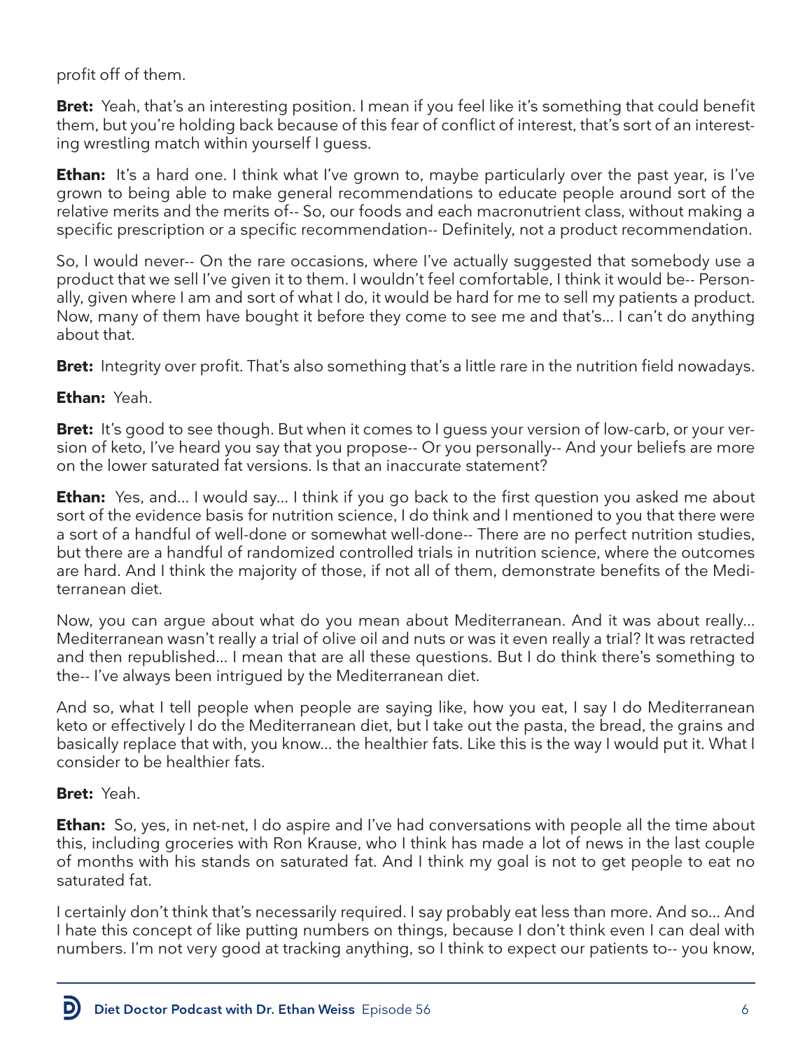profit off of them.

**Bret:** Yeah, that's an interesting position. I mean if you feel like it's something that could benefit them, but you're holding back because of this fear of conflict of interest, that's sort of an interesting wrestling match within yourself I guess.

**Ethan:** It's a hard one. I think what I've grown to, maybe particularly over the past year, is I've grown to being able to make general recommendations to educate people around sort of the relative merits and the merits of-- So, our foods and each macronutrient class, without making a specific prescription or a specific recommendation-- Definitely, not a product recommendation.

So, I would never-- On the rare occasions, where I've actually suggested that somebody use a product that we sell I've given it to them. I wouldn't feel comfortable, I think it would be-- Personally, given where I am and sort of what I do, it would be hard for me to sell my patients a product. Now, many of them have bought it before they come to see me and that's... I can't do anything about that.

**Bret:** Integrity over profit. That's also something that's a little rare in the nutrition field nowadays.

**Ethan:** Yeah.

**Bret:** It's good to see though. But when it comes to I guess your version of low-carb, or your version of keto, I've heard you say that you propose-- Or you personally-- And your beliefs are more on the lower saturated fat versions. Is that an inaccurate statement?

**Ethan:** Yes, and... I would say... I think if you go back to the first question you asked me about sort of the evidence basis for nutrition science, I do think and I mentioned to you that there were a sort of a handful of well-done or somewhat well-done-- There are no perfect nutrition studies, but there are a handful of randomized controlled trials in nutrition science, where the outcomes are hard. And I think the majority of those, if not all of them, demonstrate benefits of the Mediterranean diet.

Now, you can argue about what do you mean about Mediterranean. And it was about really... Mediterranean wasn't really a trial of olive oil and nuts or was it even really a trial? It was retracted and then republished... I mean that are all these questions. But I do think there's something to the-- I've always been intrigued by the Mediterranean diet.

And so, what I tell people when people are saying like, how you eat, I say I do Mediterranean keto or effectively I do the Mediterranean diet, but I take out the pasta, the bread, the grains and basically replace that with, you know... the healthier fats. Like this is the way I would put it. What I consider to be healthier fats.

**Bret:** Yeah.

**Ethan:** So, yes, in net-net, I do aspire and I've had conversations with people all the time about this, including groceries with Ron Krause, who I think has made a lot of news in the last couple of months with his stands on saturated fat. And I think my goal is not to get people to eat no saturated fat.

I certainly don't think that's necessarily required. I say probably eat less than more. And so... And I hate this concept of like putting numbers on things, because I don't think even I can deal with numbers. I'm not very good at tracking anything, so I think to expect our patients to-- you know,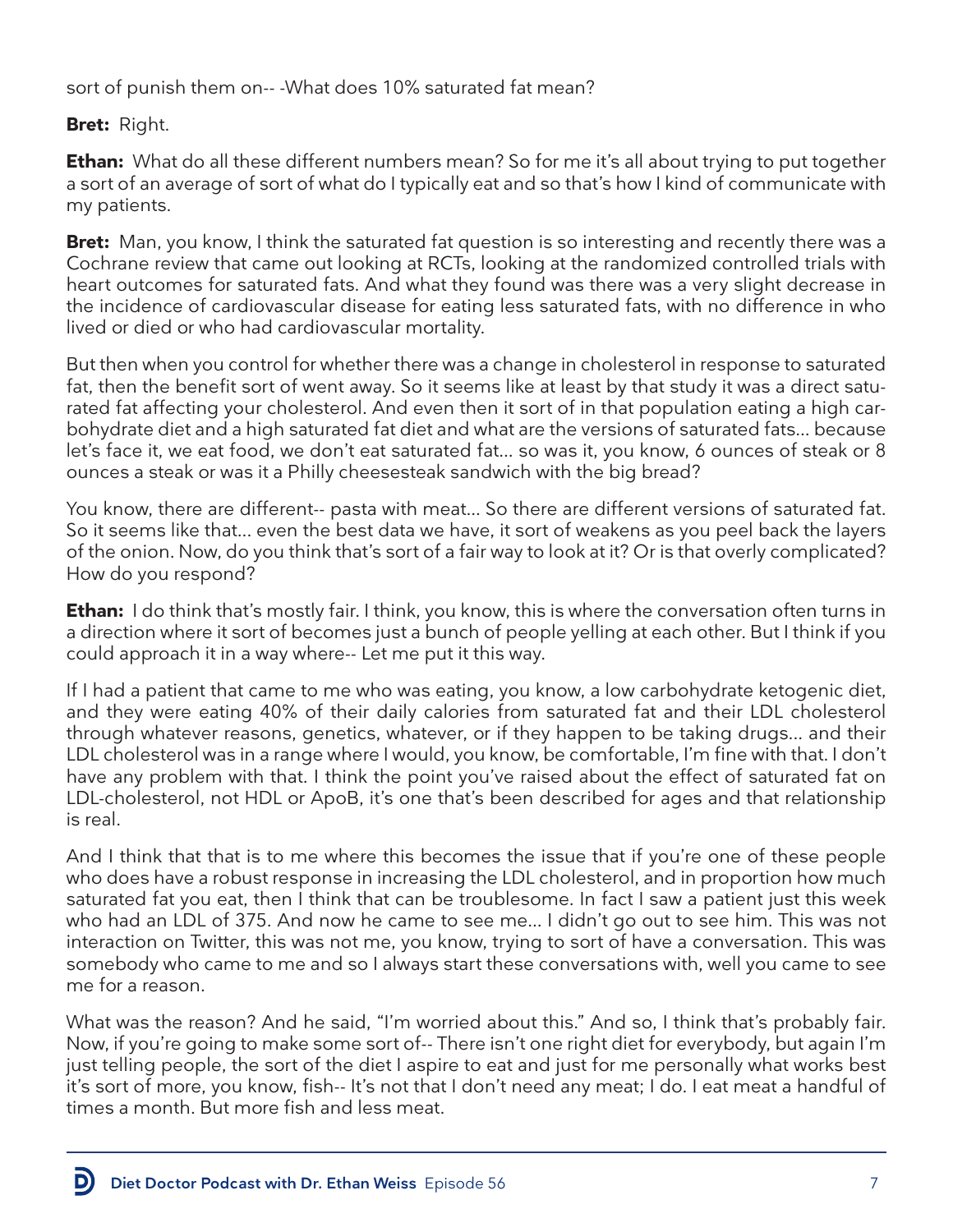sort of punish them on-- -What does 10% saturated fat mean?

**Bret:** Right.

**Ethan:** What do all these different numbers mean? So for me it's all about trying to put together a sort of an average of sort of what do I typically eat and so that's how I kind of communicate with my patients.

**Bret:** Man, you know, I think the saturated fat question is so interesting and recently there was a Cochrane review that came out looking at RCTs, looking at the randomized controlled trials with heart outcomes for saturated fats. And what they found was there was a very slight decrease in the incidence of cardiovascular disease for eating less saturated fats, with no difference in who lived or died or who had cardiovascular mortality.

But then when you control for whether there was a change in cholesterol in response to saturated fat, then the benefit sort of went away. So it seems like at least by that study it was a direct saturated fat affecting your cholesterol. And even then it sort of in that population eating a high carbohydrate diet and a high saturated fat diet and what are the versions of saturated fats... because let's face it, we eat food, we don't eat saturated fat... so was it, you know, 6 ounces of steak or 8 ounces a steak or was it a Philly cheesesteak sandwich with the big bread?

You know, there are different-- pasta with meat... So there are different versions of saturated fat. So it seems like that... even the best data we have, it sort of weakens as you peel back the layers of the onion. Now, do you think that's sort of a fair way to look at it? Or is that overly complicated? How do you respond?

**Ethan:** I do think that's mostly fair. I think, you know, this is where the conversation often turns in a direction where it sort of becomes just a bunch of people yelling at each other. But I think if you could approach it in a way where-- Let me put it this way.

If I had a patient that came to me who was eating, you know, a low carbohydrate ketogenic diet, and they were eating 40% of their daily calories from saturated fat and their LDL cholesterol through whatever reasons, genetics, whatever, or if they happen to be taking drugs... and their LDL cholesterol was in a range where I would, you know, be comfortable, I'm fine with that. I don't have any problem with that. I think the point you've raised about the effect of saturated fat on LDL-cholesterol, not HDL or ApoB, it's one that's been described for ages and that relationship is real.

And I think that that is to me where this becomes the issue that if you're one of these people who does have a robust response in increasing the LDL cholesterol, and in proportion how much saturated fat you eat, then I think that can be troublesome. In fact I saw a patient just this week who had an LDL of 375. And now he came to see me... I didn't go out to see him. This was not interaction on Twitter, this was not me, you know, trying to sort of have a conversation. This was somebody who came to me and so I always start these conversations with, well you came to see me for a reason.

What was the reason? And he said, "I'm worried about this." And so, I think that's probably fair. Now, if you're going to make some sort of-- There isn't one right diet for everybody, but again I'm just telling people, the sort of the diet I aspire to eat and just for me personally what works best it's sort of more, you know, fish-- It's not that I don't need any meat; I do. I eat meat a handful of times a month. But more fish and less meat.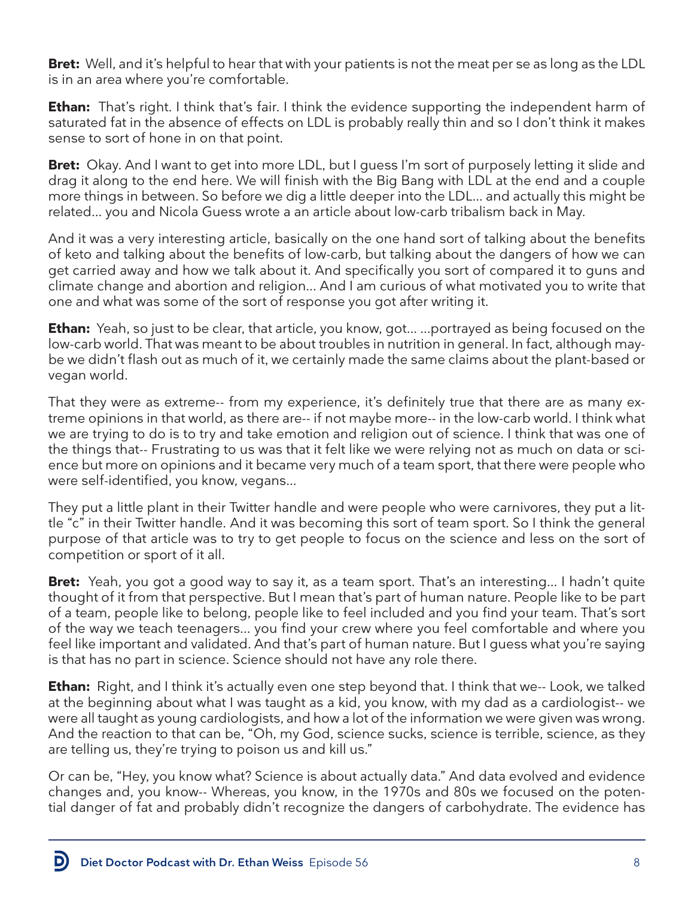**Bret:** Well, and it's helpful to hear that with your patients is not the meat per se as long as the LDL is in an area where you're comfortable.

**Ethan:** That's right. I think that's fair. I think the evidence supporting the independent harm of saturated fat in the absence of effects on LDL is probably really thin and so I don't think it makes sense to sort of hone in on that point.

**Bret:** Okay. And I want to get into more LDL, but I guess I'm sort of purposely letting it slide and drag it along to the end here. We will finish with the Big Bang with LDL at the end and a couple more things in between. So before we dig a little deeper into the LDL... and actually this might be related... you and Nicola Guess wrote a an article about low-carb tribalism back in May.

And it was a very interesting article, basically on the one hand sort of talking about the benefits of keto and talking about the benefits of low-carb, but talking about the dangers of how we can get carried away and how we talk about it. And specifically you sort of compared it to guns and climate change and abortion and religion... And I am curious of what motivated you to write that one and what was some of the sort of response you got after writing it.

**Ethan:** Yeah, so just to be clear, that article, you know, got... ...portrayed as being focused on the low-carb world. That was meant to be about troubles in nutrition in general. In fact, although maybe we didn't flash out as much of it, we certainly made the same claims about the plant-based or vegan world.

That they were as extreme-- from my experience, it's definitely true that there are as many extreme opinions in that world, as there are-- if not maybe more-- in the low-carb world. I think what we are trying to do is to try and take emotion and religion out of science. I think that was one of the things that-- Frustrating to us was that it felt like we were relying not as much on data or science but more on opinions and it became very much of a team sport, that there were people who were self-identified, you know, vegans...

They put a little plant in their Twitter handle and were people who were carnivores, they put a little "c" in their Twitter handle. And it was becoming this sort of team sport. So I think the general purpose of that article was to try to get people to focus on the science and less on the sort of competition or sport of it all.

**Bret:** Yeah, you got a good way to say it, as a team sport. That's an interesting... I hadn't quite thought of it from that perspective. But I mean that's part of human nature. People like to be part of a team, people like to belong, people like to feel included and you find your team. That's sort of the way we teach teenagers... you find your crew where you feel comfortable and where you feel like important and validated. And that's part of human nature. But I guess what you're saying is that has no part in science. Science should not have any role there.

**Ethan:** Right, and I think it's actually even one step beyond that. I think that we-- Look, we talked at the beginning about what I was taught as a kid, you know, with my dad as a cardiologist-- we were all taught as young cardiologists, and how a lot of the information we were given was wrong. And the reaction to that can be, "Oh, my God, science sucks, science is terrible, science, as they are telling us, they're trying to poison us and kill us."

Or can be, "Hey, you know what? Science is about actually data." And data evolved and evidence changes and, you know-- Whereas, you know, in the 1970s and 80s we focused on the potential danger of fat and probably didn't recognize the dangers of carbohydrate. The evidence has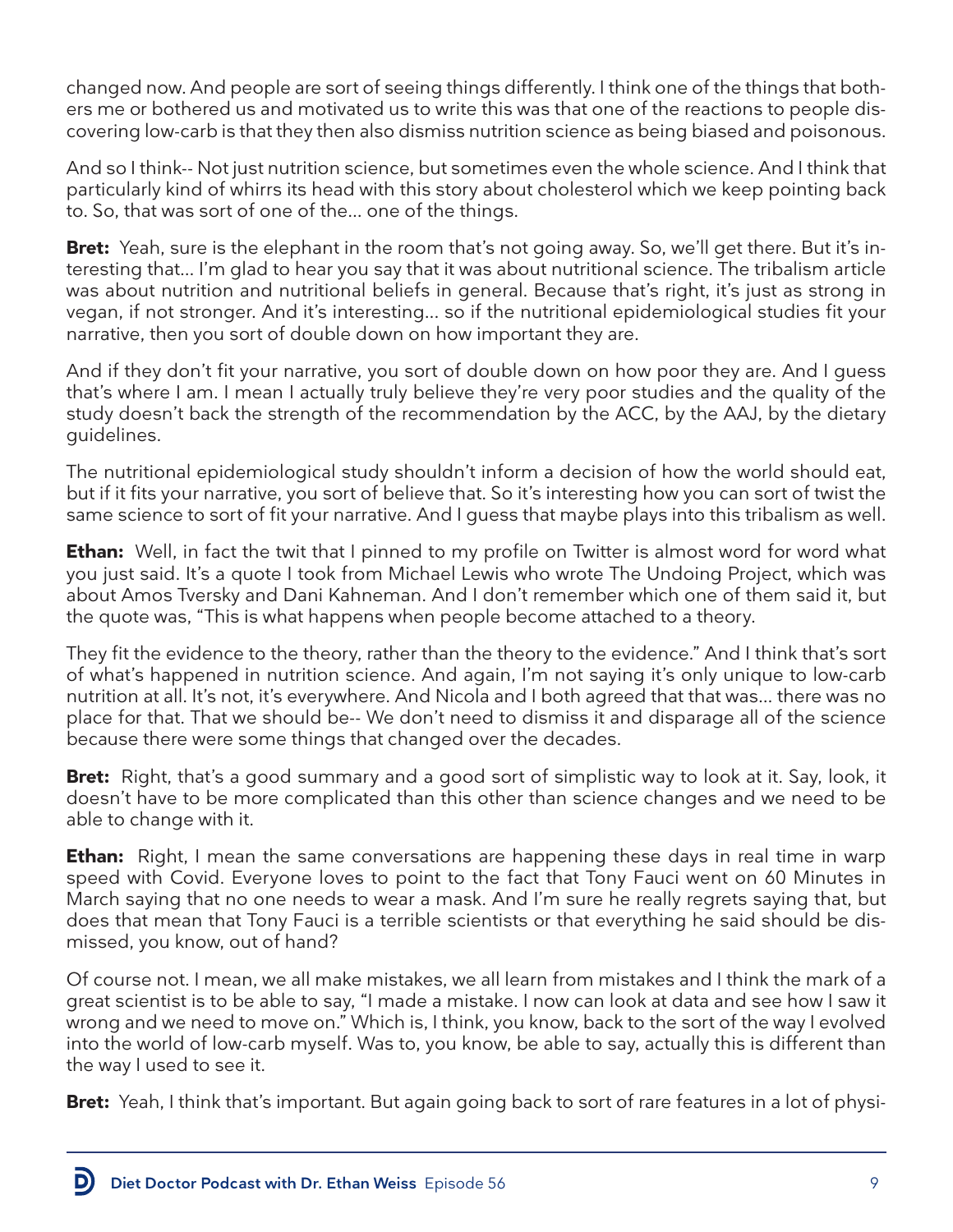changed now. And people are sort of seeing things differently. I think one of the things that bothers me or bothered us and motivated us to write this was that one of the reactions to people discovering low-carb is that they then also dismiss nutrition science as being biased and poisonous.

And so I think-- Not just nutrition science, but sometimes even the whole science. And I think that particularly kind of whirrs its head with this story about cholesterol which we keep pointing back to. So, that was sort of one of the... one of the things.

**Bret:** Yeah, sure is the elephant in the room that's not going away. So, we'll get there. But it's interesting that... I'm glad to hear you say that it was about nutritional science. The tribalism article was about nutrition and nutritional beliefs in general. Because that's right, it's just as strong in vegan, if not stronger. And it's interesting... so if the nutritional epidemiological studies fit your narrative, then you sort of double down on how important they are.

And if they don't fit your narrative, you sort of double down on how poor they are. And I guess that's where I am. I mean I actually truly believe they're very poor studies and the quality of the study doesn't back the strength of the recommendation by the ACC, by the AAJ, by the dietary guidelines.

The nutritional epidemiological study shouldn't inform a decision of how the world should eat, but if it fits your narrative, you sort of believe that. So it's interesting how you can sort of twist the same science to sort of fit your narrative. And I guess that maybe plays into this tribalism as well.

**Ethan:** Well, in fact the twit that I pinned to my profile on Twitter is almost word for word what you just said. It's a quote I took from Michael Lewis who wrote The Undoing Project, which was about Amos Tversky and Dani Kahneman. And I don't remember which one of them said it, but the quote was, "This is what happens when people become attached to a theory.

They fit the evidence to the theory, rather than the theory to the evidence." And I think that's sort of what's happened in nutrition science. And again, I'm not saying it's only unique to low-carb nutrition at all. It's not, it's everywhere. And Nicola and I both agreed that that was... there was no place for that. That we should be-- We don't need to dismiss it and disparage all of the science because there were some things that changed over the decades.

**Bret:** Right, that's a good summary and a good sort of simplistic way to look at it. Say, look, it doesn't have to be more complicated than this other than science changes and we need to be able to change with it.

**Ethan:** Right, I mean the same conversations are happening these days in real time in warp speed with Covid. Everyone loves to point to the fact that Tony Fauci went on 60 Minutes in March saying that no one needs to wear a mask. And I'm sure he really regrets saying that, but does that mean that Tony Fauci is a terrible scientists or that everything he said should be dismissed, you know, out of hand?

Of course not. I mean, we all make mistakes, we all learn from mistakes and I think the mark of a great scientist is to be able to say, "I made a mistake. I now can look at data and see how I saw it wrong and we need to move on." Which is, I think, you know, back to the sort of the way I evolved into the world of low-carb myself. Was to, you know, be able to say, actually this is different than the way I used to see it.

**Bret:** Yeah, I think that's important. But again going back to sort of rare features in a lot of physi-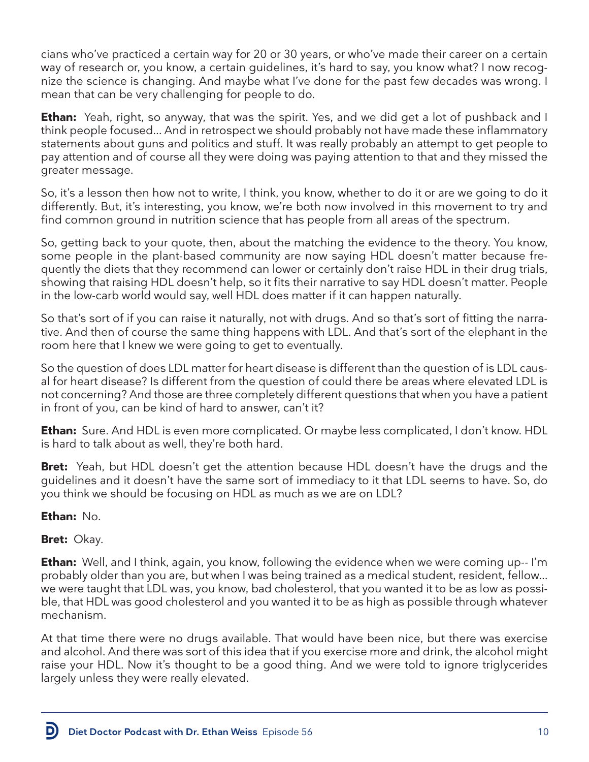cians who've practiced a certain way for 20 or 30 years, or who've made their career on a certain way of research or, you know, a certain guidelines, it's hard to say, you know what? I now recognize the science is changing. And maybe what I've done for the past few decades was wrong. I mean that can be very challenging for people to do.

**Ethan:** Yeah, right, so anyway, that was the spirit. Yes, and we did get a lot of pushback and I think people focused… And in retrospect we should probably not have made these inflammatory statements about guns and politics and stuff. It was really probably an attempt to get people to pay attention and of course all they were doing was paying attention to that and they missed the greater message.

So, it's a lesson then how not to write, I think, you know, whether to do it or are we going to do it differently. But, it's interesting, you know, we're both now involved in this movement to try and find common ground in nutrition science that has people from all areas of the spectrum.

So, getting back to your quote, then, about the matching the evidence to the theory. You know, some people in the plant-based community are now saying HDL doesn't matter because frequently the diets that they recommend can lower or certainly don't raise HDL in their drug trials, showing that raising HDL doesn't help, so it fits their narrative to say HDL doesn't matter. People in the low-carb world would say, well HDL does matter if it can happen naturally.

So that's sort of if you can raise it naturally, not with drugs. And so that's sort of fitting the narrative. And then of course the same thing happens with LDL. And that's sort of the elephant in the room here that I knew we were going to get to eventually.

So the question of does LDL matter for heart disease is different than the question of is LDL causal for heart disease? Is different from the question of could there be areas where elevated LDL is not concerning? And those are three completely different questions that when you have a patient in front of you, can be kind of hard to answer, can't it?

**Ethan:** Sure. And HDL is even more complicated. Or maybe less complicated, I don't know. HDL is hard to talk about as well, they're both hard.

**Bret:** Yeah, but HDL doesn't get the attention because HDL doesn't have the drugs and the guidelines and it doesn't have the same sort of immediacy to it that LDL seems to have. So, do you think we should be focusing on HDL as much as we are on LDL?

**Ethan:** No.

**Bret:** Okay.

**Ethan:** Well, and I think, again, you know, following the evidence when we were coming up-- I'm probably older than you are, but when I was being trained as a medical student, resident, fellow… we were taught that LDL was, you know, bad cholesterol, that you wanted it to be as low as possible, that HDL was good cholesterol and you wanted it to be as high as possible through whatever mechanism.

At that time there were no drugs available. That would have been nice, but there was exercise and alcohol. And there was sort of this idea that if you exercise more and drink, the alcohol might raise your HDL. Now it's thought to be a good thing. And we were told to ignore triglycerides largely unless they were really elevated.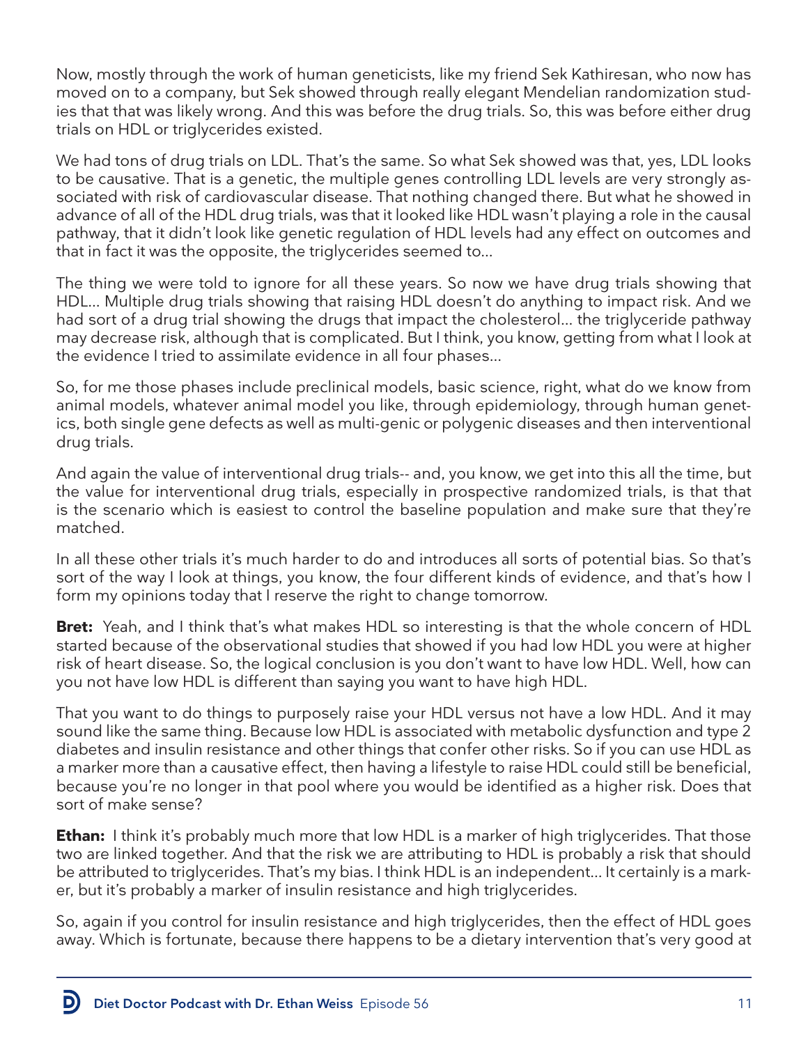Now, mostly through the work of human geneticists, like my friend Sek Kathiresan, who now has moved on to a company, but Sek showed through really elegant Mendelian randomization studies that that was likely wrong. And this was before the drug trials. So, this was before either drug trials on HDL or triglycerides existed.

We had tons of drug trials on LDL. That's the same. So what Sek showed was that, yes, LDL looks to be causative. That is a genetic, the multiple genes controlling LDL levels are very strongly associated with risk of cardiovascular disease. That nothing changed there. But what he showed in advance of all of the HDL drug trials, was that it looked like HDL wasn't playing a role in the causal pathway, that it didn't look like genetic regulation of HDL levels had any effect on outcomes and that in fact it was the opposite, the triglycerides seemed to...

The thing we were told to ignore for all these years. So now we have drug trials showing that HDL... Multiple drug trials showing that raising HDL doesn't do anything to impact risk. And we had sort of a drug trial showing the drugs that impact the cholesterol... the triglyceride pathway may decrease risk, although that is complicated. But I think, you know, getting from what I look at the evidence I tried to assimilate evidence in all four phases...

So, for me those phases include preclinical models, basic science, right, what do we know from animal models, whatever animal model you like, through epidemiology, through human genetics, both single gene defects as well as multi-genic or polygenic diseases and then interventional drug trials.

And again the value of interventional drug trials-- and, you know, we get into this all the time, but the value for interventional drug trials, especially in prospective randomized trials, is that that is the scenario which is easiest to control the baseline population and make sure that they're matched.

In all these other trials it's much harder to do and introduces all sorts of potential bias. So that's sort of the way I look at things, you know, the four different kinds of evidence, and that's how I form my opinions today that I reserve the right to change tomorrow.

**Bret:** Yeah, and I think that's what makes HDL so interesting is that the whole concern of HDL started because of the observational studies that showed if you had low HDL you were at higher risk of heart disease. So, the logical conclusion is you don't want to have low HDL. Well, how can you not have low HDL is different than saying you want to have high HDL.

That you want to do things to purposely raise your HDL versus not have a low HDL. And it may sound like the same thing. Because low HDL is associated with metabolic dysfunction and type 2 diabetes and insulin resistance and other things that confer other risks. So if you can use HDL as a marker more than a causative effect, then having a lifestyle to raise HDL could still be beneficial, because you're no longer in that pool where you would be identified as a higher risk. Does that sort of make sense?

**Ethan:** I think it's probably much more that low HDL is a marker of high triglycerides. That those two are linked together. And that the risk we are attributing to HDL is probably a risk that should be attributed to triglycerides. That's my bias. I think HDL is an independent... It certainly is a marker, but it's probably a marker of insulin resistance and high triglycerides.

So, again if you control for insulin resistance and high triglycerides, then the effect of HDL goes away. Which is fortunate, because there happens to be a dietary intervention that's very good at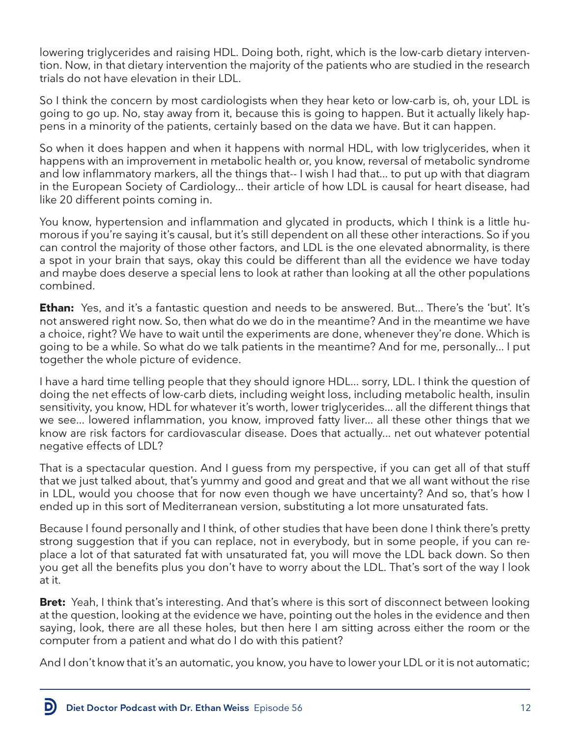lowering triglycerides and raising HDL. Doing both, right, which is the low-carb dietary intervention. Now, in that dietary intervention the majority of the patients who are studied in the research trials do not have elevation in their LDL.

So I think the concern by most cardiologists when they hear keto or low-carb is, oh, your LDL is going to go up. No, stay away from it, because this is going to happen. But it actually likely happens in a minority of the patients, certainly based on the data we have. But it can happen.

So when it does happen and when it happens with normal HDL, with low triglycerides, when it happens with an improvement in metabolic health or, you know, reversal of metabolic syndrome and low inflammatory markers, all the things that-- I wish I had that... to put up with that diagram in the European Society of Cardiology... their article of how LDL is causal for heart disease, had like 20 different points coming in.

You know, hypertension and inflammation and glycated in products, which I think is a little humorous if you're saying it's causal, but it's still dependent on all these other interactions. So if you can control the majority of those other factors, and LDL is the one elevated abnormality, is there a spot in your brain that says, okay this could be different than all the evidence we have today and maybe does deserve a special lens to look at rather than looking at all the other populations combined.

**Ethan:** Yes, and it's a fantastic question and needs to be answered. But... There's the 'but'. It's not answered right now. So, then what do we do in the meantime? And in the meantime we have a choice, right? We have to wait until the experiments are done, whenever they're done. Which is going to be a while. So what do we talk patients in the meantime? And for me, personally... I put together the whole picture of evidence.

I have a hard time telling people that they should ignore HDL... sorry, LDL. I think the question of doing the net effects of low-carb diets, including weight loss, including metabolic health, insulin sensitivity, you know, HDL for whatever it's worth, lower triglycerides... all the different things that we see... lowered inflammation, you know, improved fatty liver... all these other things that we know are risk factors for cardiovascular disease. Does that actually... net out whatever potential negative effects of LDL?

That is a spectacular question. And I guess from my perspective, if you can get all of that stuff that we just talked about, that's yummy and good and great and that we all want without the rise in LDL, would you choose that for now even though we have uncertainty? And so, that's how I ended up in this sort of Mediterranean version, substituting a lot more unsaturated fats.

Because I found personally and I think, of other studies that have been done I think there's pretty strong suggestion that if you can replace, not in everybody, but in some people, if you can replace a lot of that saturated fat with unsaturated fat, you will move the LDL back down. So then you get all the benefits plus you don't have to worry about the LDL. That's sort of the way I look at it.

**Bret:** Yeah, I think that's interesting. And that's where is this sort of disconnect between looking at the question, looking at the evidence we have, pointing out the holes in the evidence and then saying, look, there are all these holes, but then here I am sitting across either the room or the computer from a patient and what do I do with this patient?

And I don't know that it's an automatic, you know, you have to lower your LDL or it is not automatic;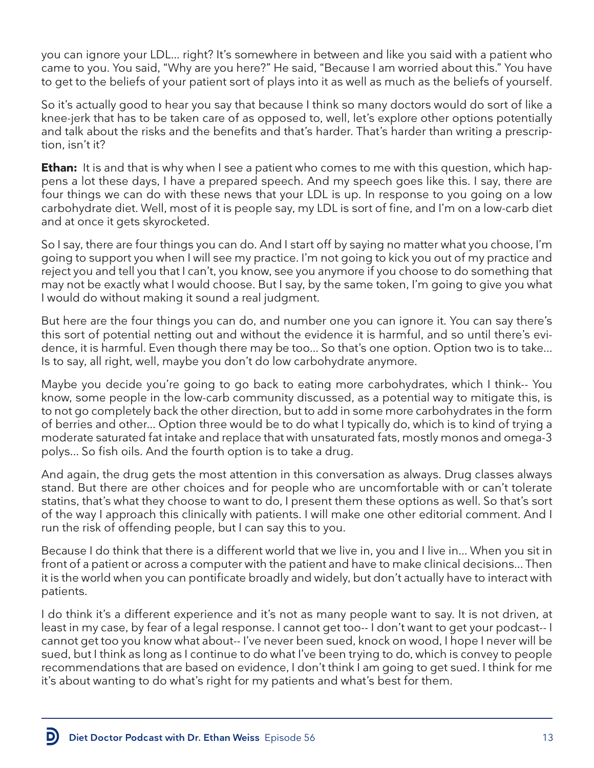you can ignore your LDL... right? It's somewhere in between and like you said with a patient who came to you. You said, "Why are you here?" He said, "Because I am worried about this." You have to get to the beliefs of your patient sort of plays into it as well as much as the beliefs of yourself.

So it's actually good to hear you say that because I think so many doctors would do sort of like a knee-jerk that has to be taken care of as opposed to, well, let's explore other options potentially and talk about the risks and the benefits and that's harder. That's harder than writing a prescription, isn't it?

**Ethan:** It is and that is why when I see a patient who comes to me with this question, which happens a lot these days, I have a prepared speech. And my speech goes like this. I say, there are four things we can do with these news that your LDL is up. In response to you going on a low carbohydrate diet. Well, most of it is people say, my LDL is sort of fine, and I'm on a low-carb diet and at once it gets skyrocketed.

So I say, there are four things you can do. And I start off by saying no matter what you choose, I'm going to support you when I will see my practice. I'm not going to kick you out of my practice and reject you and tell you that I can't, you know, see you anymore if you choose to do something that may not be exactly what I would choose. But I say, by the same token, I'm going to give you what I would do without making it sound a real judgment.

But here are the four things you can do, and number one you can ignore it. You can say there's this sort of potential netting out and without the evidence it is harmful, and so until there's evidence, it is harmful. Even though there may be too... So that's one option. Option two is to take... Is to say, all right, well, maybe you don't do low carbohydrate anymore.

Maybe you decide you're going to go back to eating more carbohydrates, which I think-- You know, some people in the low-carb community discussed, as a potential way to mitigate this, is to not go completely back the other direction, but to add in some more carbohydrates in the form of berries and other... Option three would be to do what I typically do, which is to kind of trying a moderate saturated fat intake and replace that with unsaturated fats, mostly monos and omega-3 polys... So fish oils. And the fourth option is to take a drug.

And again, the drug gets the most attention in this conversation as always. Drug classes always stand. But there are other choices and for people who are uncomfortable with or can't tolerate statins, that's what they choose to want to do, I present them these options as well. So that's sort of the way I approach this clinically with patients. I will make one other editorial comment. And I run the risk of offending people, but I can say this to you.

Because I do think that there is a different world that we live in, you and I live in... When you sit in front of a patient or across a computer with the patient and have to make clinical decisions... Then it is the world when you can pontificate broadly and widely, but don't actually have to interact with patients.

I do think it's a different experience and it's not as many people want to say. It is not driven, at least in my case, by fear of a legal response. I cannot get too-- I don't want to get your podcast-- I cannot get too you know what about-- I've never been sued, knock on wood, I hope I never will be sued, but I think as long as I continue to do what I've been trying to do, which is convey to people recommendations that are based on evidence, I don't think I am going to get sued. I think for me it's about wanting to do what's right for my patients and what's best for them.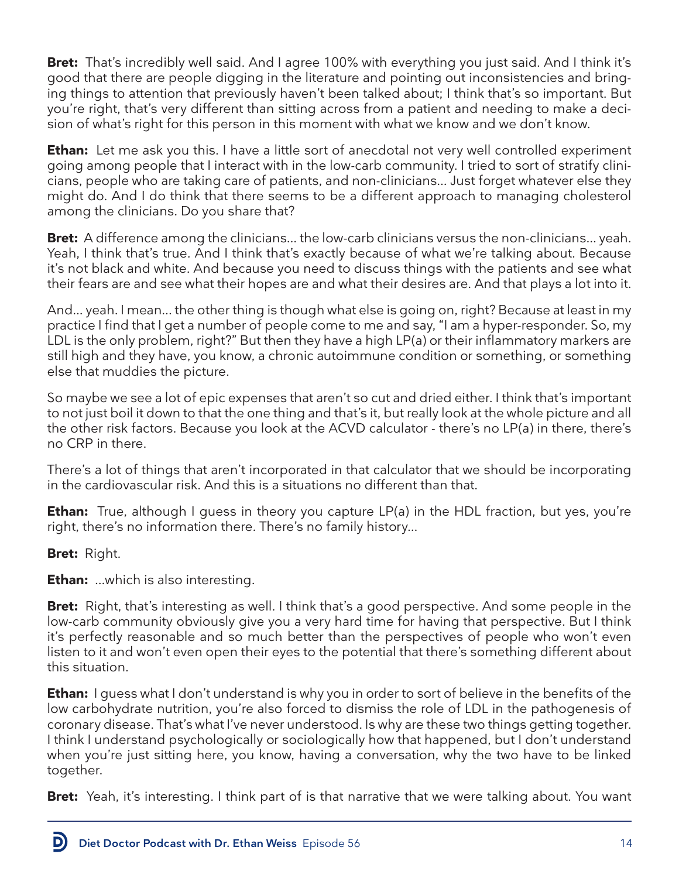**Bret:** That's incredibly well said. And I agree 100% with everything you just said. And I think it's good that there are people digging in the literature and pointing out inconsistencies and bringing things to attention that previously haven't been talked about; I think that's so important. But you're right, that's very different than sitting across from a patient and needing to make a decision of what's right for this person in this moment with what we know and we don't know.

**Ethan:** Let me ask you this. I have a little sort of anecdotal not very well controlled experiment going among people that I interact with in the low-carb community. I tried to sort of stratify clinicians, people who are taking care of patients, and non-clinicians... Just forget whatever else they might do. And I do think that there seems to be a different approach to managing cholesterol among the clinicians. Do you share that?

**Bret:** A difference among the clinicians... the low-carb clinicians versus the non-clinicians... yeah. Yeah, I think that's true. And I think that's exactly because of what we're talking about. Because it's not black and white. And because you need to discuss things with the patients and see what their fears are and see what their hopes are and what their desires are. And that plays a lot into it.

And... yeah. I mean... the other thing is though what else is going on, right? Because at least in my practice I find that I get a number of people come to me and say, "I am a hyper-responder. So, my LDL is the only problem, right?" But then they have a high LP(a) or their inflammatory markers are still high and they have, you know, a chronic autoimmune condition or something, or something else that muddies the picture.

So maybe we see a lot of epic expenses that aren't so cut and dried either. I think that's important to not just boil it down to that the one thing and that's it, but really look at the whole picture and all the other risk factors. Because you look at the ACVD calculator - there's no LP(a) in there, there's no CRP in there.

There's a lot of things that aren't incorporated in that calculator that we should be incorporating in the cardiovascular risk. And this is a situations no different than that.

**Ethan:** True, although I guess in theory you capture LP(a) in the HDL fraction, but yes, you're right, there's no information there. There's no family history...

**Bret:** Right.

**Ethan:** ...which is also interesting.

**Bret:** Right, that's interesting as well. I think that's a good perspective. And some people in the low-carb community obviously give you a very hard time for having that perspective. But I think it's perfectly reasonable and so much better than the perspectives of people who won't even listen to it and won't even open their eyes to the potential that there's something different about this situation.

**Ethan:** I guess what I don't understand is why you in order to sort of believe in the benefits of the low carbohydrate nutrition, you're also forced to dismiss the role of LDL in the pathogenesis of coronary disease. That's what I've never understood. Is why are these two things getting together. I think I understand psychologically or sociologically how that happened, but I don't understand when you're just sitting here, you know, having a conversation, why the two have to be linked together.

**Bret:** Yeah, it's interesting. I think part of is that narrative that we were talking about. You want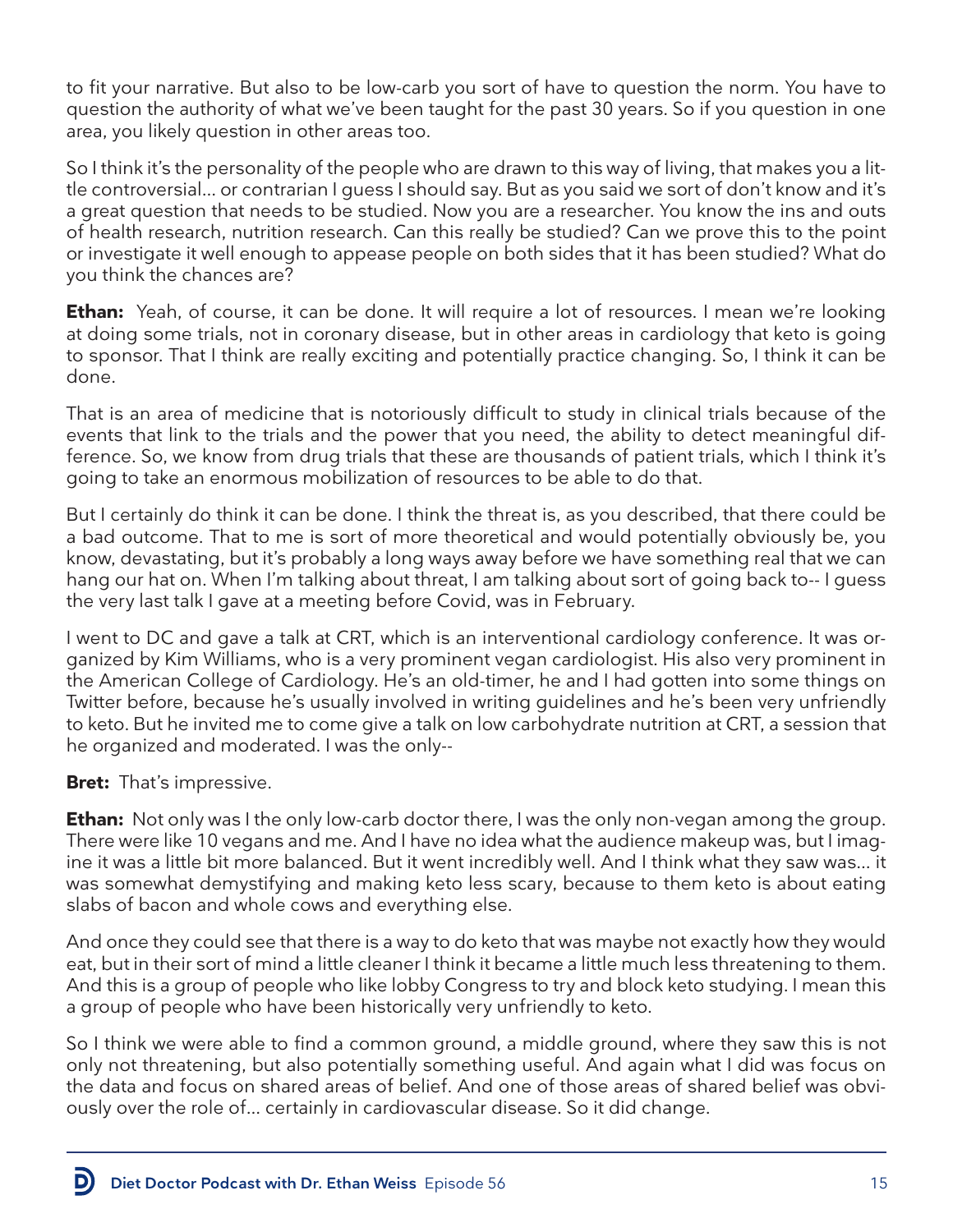to fit your narrative. But also to be low-carb you sort of have to question the norm. You have to question the authority of what we've been taught for the past 30 years. So if you question in one area, you likely question in other areas too.

So I think it's the personality of the people who are drawn to this way of living, that makes you a little controversial... or contrarian I guess I should say. But as you said we sort of don't know and it's a great question that needs to be studied. Now you are a researcher. You know the ins and outs of health research, nutrition research. Can this really be studied? Can we prove this to the point or investigate it well enough to appease people on both sides that it has been studied? What do you think the chances are?

**Ethan:** Yeah, of course, it can be done. It will require a lot of resources. I mean we're looking at doing some trials, not in coronary disease, but in other areas in cardiology that keto is going to sponsor. That I think are really exciting and potentially practice changing. So, I think it can be done.

That is an area of medicine that is notoriously difficult to study in clinical trials because of the events that link to the trials and the power that you need, the ability to detect meaningful difference. So, we know from drug trials that these are thousands of patient trials, which I think it's going to take an enormous mobilization of resources to be able to do that.

But I certainly do think it can be done. I think the threat is, as you described, that there could be a bad outcome. That to me is sort of more theoretical and would potentially obviously be, you know, devastating, but it's probably a long ways away before we have something real that we can hang our hat on. When I'm talking about threat, I am talking about sort of going back to-- I guess the very last talk I gave at a meeting before Covid, was in February.

I went to DC and gave a talk at CRT, which is an interventional cardiology conference. It was organized by Kim Williams, who is a very prominent vegan cardiologist. His also very prominent in the American College of Cardiology. He's an old-timer, he and I had gotten into some things on Twitter before, because he's usually involved in writing guidelines and he's been very unfriendly to keto. But he invited me to come give a talk on low carbohydrate nutrition at CRT, a session that he organized and moderated. I was the only--

**Bret:** That's impressive.

**Ethan:** Not only was I the only low-carb doctor there, I was the only non-vegan among the group. There were like 10 vegans and me. And I have no idea what the audience makeup was, but I imagine it was a little bit more balanced. But it went incredibly well. And I think what they saw was... it was somewhat demystifying and making keto less scary, because to them keto is about eating slabs of bacon and whole cows and everything else.

And once they could see that there is a way to do keto that was maybe not exactly how they would eat, but in their sort of mind a little cleaner I think it became a little much less threatening to them. And this is a group of people who like lobby Congress to try and block keto studying. I mean this a group of people who have been historically very unfriendly to keto.

So I think we were able to find a common ground, a middle ground, where they saw this is not only not threatening, but also potentially something useful. And again what I did was focus on the data and focus on shared areas of belief. And one of those areas of shared belief was obviously over the role of... certainly in cardiovascular disease. So it did change.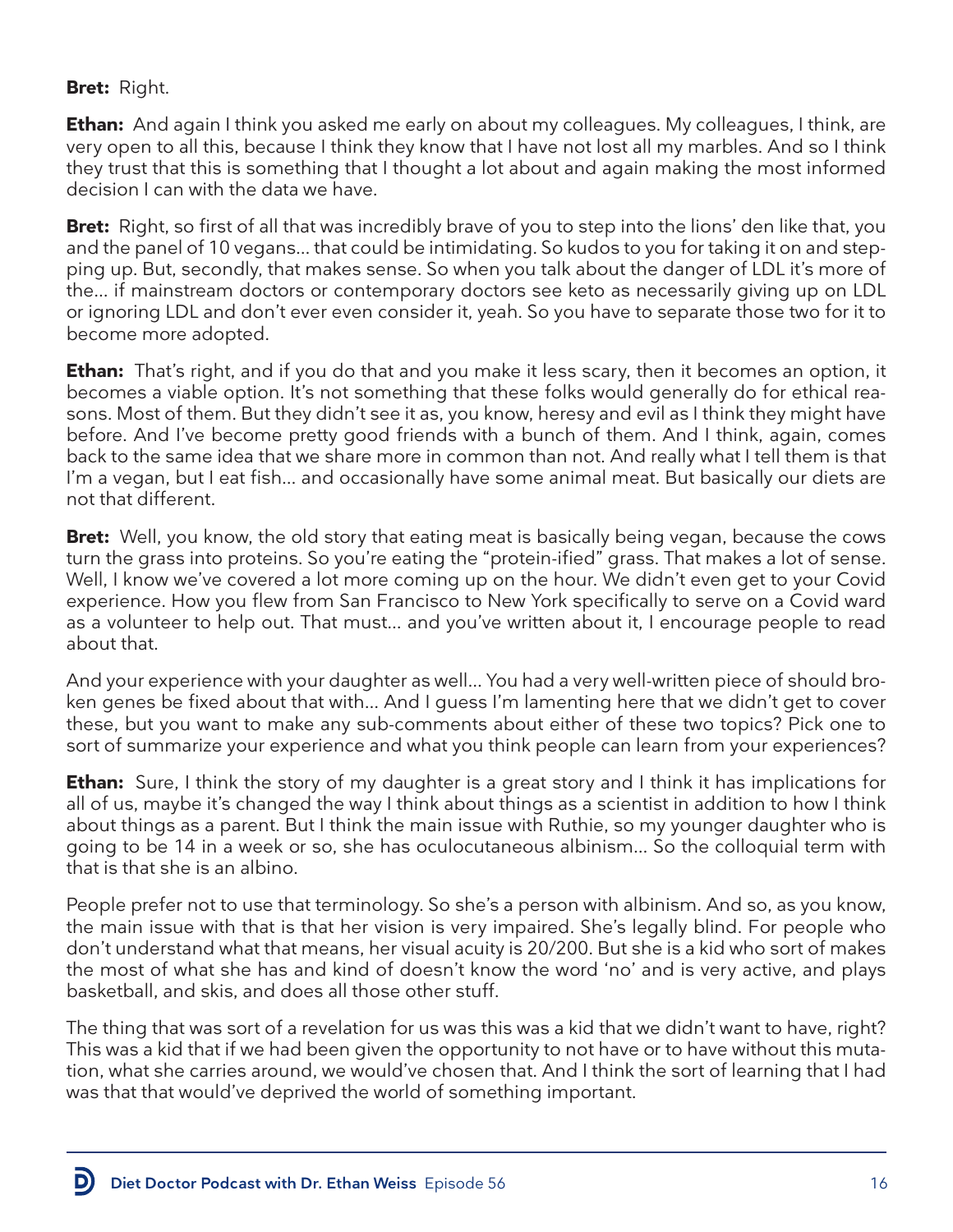**Bret:** Right.

**Ethan:** And again I think you asked me early on about my colleagues. My colleagues, I think, are very open to all this, because I think they know that I have not lost all my marbles. And so I think they trust that this is something that I thought a lot about and again making the most informed decision I can with the data we have.

**Bret:** Right, so first of all that was incredibly brave of you to step into the lions' den like that, you and the panel of 10 vegans... that could be intimidating. So kudos to you for taking it on and stepping up. But, secondly, that makes sense. So when you talk about the danger of LDL it's more of the... if mainstream doctors or contemporary doctors see keto as necessarily giving up on LDL or ignoring LDL and don't ever even consider it, yeah. So you have to separate those two for it to become more adopted.

**Ethan:** That's right, and if you do that and you make it less scary, then it becomes an option, it becomes a viable option. It's not something that these folks would generally do for ethical reasons. Most of them. But they didn't see it as, you know, heresy and evil as I think they might have before. And I've become pretty good friends with a bunch of them. And I think, again, comes back to the same idea that we share more in common than not. And really what I tell them is that I'm a vegan, but I eat fish... and occasionally have some animal meat. But basically our diets are not that different.

**Bret:** Well, you know, the old story that eating meat is basically being vegan, because the cows turn the grass into proteins. So you're eating the "protein-ified" grass. That makes a lot of sense. Well, I know we've covered a lot more coming up on the hour. We didn't even get to your Covid experience. How you flew from San Francisco to New York specifically to serve on a Covid ward as a volunteer to help out. That must... and you've written about it, I encourage people to read about that.

And your experience with your daughter as well... You had a very well-written piece of should broken genes be fixed about that with... And I guess I'm lamenting here that we didn't get to cover these, but you want to make any sub-comments about either of these two topics? Pick one to sort of summarize your experience and what you think people can learn from your experiences?

**Ethan:** Sure, I think the story of my daughter is a great story and I think it has implications for all of us, maybe it's changed the way I think about things as a scientist in addition to how I think about things as a parent. But I think the main issue with Ruthie, so my younger daughter who is going to be 14 in a week or so, she has oculocutaneous albinism... So the colloquial term with that is that she is an albino.

People prefer not to use that terminology. So she's a person with albinism. And so, as you know, the main issue with that is that her vision is very impaired. She's legally blind. For people who don't understand what that means, her visual acuity is 20/200. But she is a kid who sort of makes the most of what she has and kind of doesn't know the word 'no' and is very active, and plays basketball, and skis, and does all those other stuff.

The thing that was sort of a revelation for us was this was a kid that we didn't want to have, right? This was a kid that if we had been given the opportunity to not have or to have without this mutation, what she carries around, we would've chosen that. And I think the sort of learning that I had was that that would've deprived the world of something important.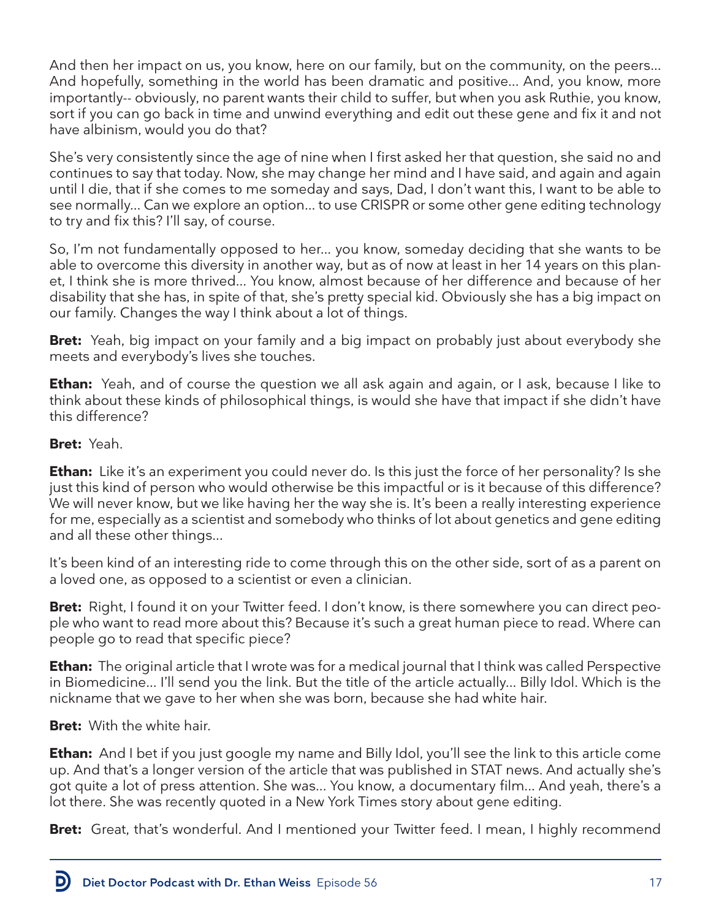And then her impact on us, you know, here on our family, but on the community, on the peers... And hopefully, something in the world has been dramatic and positive... And, you know, more importantly-- obviously, no parent wants their child to suffer, but when you ask Ruthie, you know, sort if you can go back in time and unwind everything and edit out these gene and fix it and not have albinism, would you do that?

She's very consistently since the age of nine when I first asked her that question, she said no and continues to say that today. Now, she may change her mind and I have said, and again and again until I die, that if she comes to me someday and says, Dad, I don't want this, I want to be able to see normally... Can we explore an option... to use CRISPR or some other gene editing technology to try and fix this? I'll say, of course.

So, I'm not fundamentally opposed to her... you know, someday deciding that she wants to be able to overcome this diversity in another way, but as of now at least in her 14 years on this planet, I think she is more thrived... You know, almost because of her difference and because of her disability that she has, in spite of that, she's pretty special kid. Obviously she has a big impact on our family. Changes the way I think about a lot of things.

**Bret:** Yeah, big impact on your family and a big impact on probably just about everybody she meets and everybody's lives she touches.

**Ethan:** Yeah, and of course the question we all ask again and again, or I ask, because I like to think about these kinds of philosophical things, is would she have that impact if she didn't have this difference?

**Bret:** Yeah.

**Ethan:** Like it's an experiment you could never do. Is this just the force of her personality? Is she just this kind of person who would otherwise be this impactful or is it because of this difference? We will never know, but we like having her the way she is. It's been a really interesting experience for me, especially as a scientist and somebody who thinks of lot about genetics and gene editing and all these other things...

It's been kind of an interesting ride to come through this on the other side, sort of as a parent on a loved one, as opposed to a scientist or even a clinician.

**Bret:** Right, I found it on your Twitter feed. I don't know, is there somewhere you can direct people who want to read more about this? Because it's such a great human piece to read. Where can people go to read that specific piece?

**Ethan:** The original article that I wrote was for a medical journal that I think was called Perspective in Biomedicine... I'll send you the link. But the title of the article actually... Billy Idol. Which is the nickname that we gave to her when she was born, because she had white hair.

**Bret:** With the white hair.

**Ethan:** And I bet if you just google my name and Billy Idol, you'll see the link to this article come up. And that's a longer version of the article that was published in STAT news. And actually she's got quite a lot of press attention. She was... You know, a documentary film... And yeah, there's a lot there. She was recently quoted in a New York Times story about gene editing.

**Bret:** Great, that's wonderful. And I mentioned your Twitter feed. I mean, I highly recommend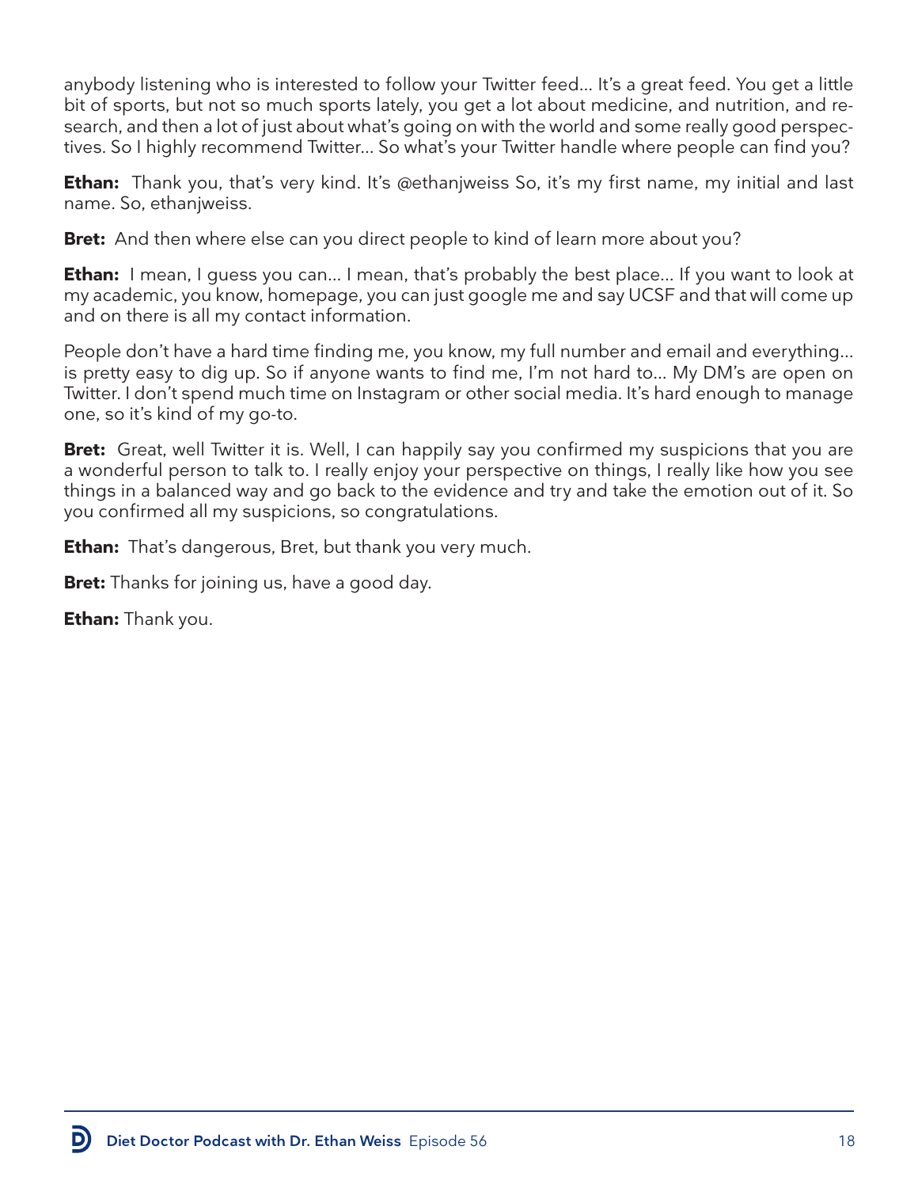anybody listening who is interested to follow your Twitter feed... It's a great feed. You get a little bit of sports, but not so much sports lately, you get a lot about medicine, and nutrition, and research, and then a lot of just about what's going on with the world and some really good perspectives. So I highly recommend Twitter... So what's your Twitter handle where people can find you?

**Ethan:** Thank you, that's very kind. It's @ethanjweiss So, it's my first name, my initial and last name. So, ethanjweiss.

**Bret:** And then where else can you direct people to kind of learn more about you?

**Ethan:** I mean, I guess you can... I mean, that's probably the best place... If you want to look at my academic, you know, homepage, you can just google me and say UCSF and that will come up and on there is all my contact information.

People don't have a hard time finding me, you know, my full number and email and everything... is pretty easy to dig up. So if anyone wants to find me, I'm not hard to... My DM's are open on Twitter. I don't spend much time on Instagram or other social media. It's hard enough to manage one, so it's kind of my go-to.

**Bret:** Great, well Twitter it is. Well, I can happily say you confirmed my suspicions that you are a wonderful person to talk to. I really enjoy your perspective on things, I really like how you see things in a balanced way and go back to the evidence and try and take the emotion out of it. So you confirmed all my suspicions, so congratulations.

**Ethan:** That's dangerous, Bret, but thank you very much.

**Bret:** Thanks for joining us, have a good day.

**Ethan:** Thank you.